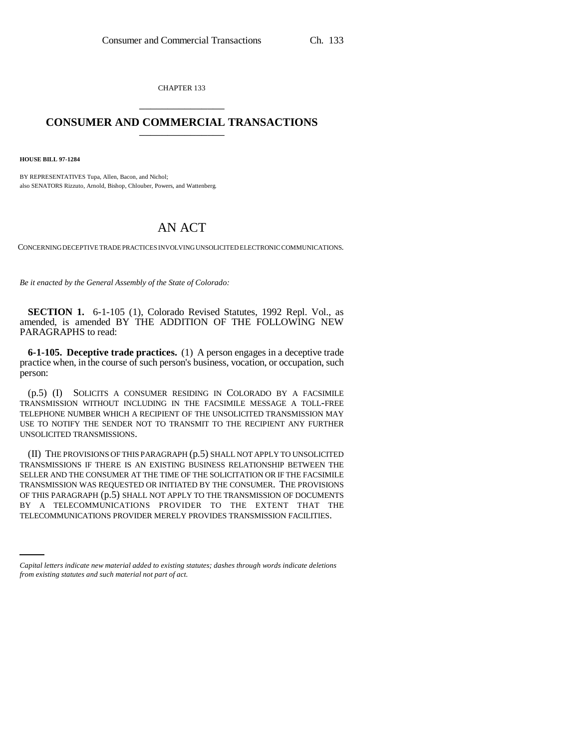CHAPTER 133

# CONSUMER AND COMMERCIAL TRANSACTIONS

**HOUSE BILL 97-1284**

BY REPRESENTATIVES Tupa, Allen, Bacon, and Nichol;
also SENATORS Rizzuto, Arnold, Bishop, Chlouber, Powers, and Wattenberg.

# AN ACT

CONCERNING DECEPTIVE TRADE PRACTICES INVOLVING UNSOLICITED ELECTRONIC COMMUNICATIONS.

*Be it enacted by the General Assembly of the State of Colorado:*

**SECTION 1.** 6-1-105 (1), Colorado Revised Statutes, 1992 Repl. Vol., as amended, is amended BY THE ADDITION OF THE FOLLOWING NEW PARAGRAPHS to read:

**6-1-105. Deceptive trade practices.** (1) A person engages in a deceptive trade practice when, in the course of such person's business, vocation, or occupation, such person:

(p.5) (I) SOLICITS A CONSUMER RESIDING IN COLORADO BY A FACSIMILE TRANSMISSION WITHOUT INCLUDING IN THE FACSIMILE MESSAGE A TOLL-FREE TELEPHONE NUMBER WHICH A RECIPIENT OF THE UNSOLICITED TRANSMISSION MAY USE TO NOTIFY THE SENDER NOT TO TRANSMIT TO THE RECIPIENT ANY FURTHER UNSOLICITED TRANSMISSIONS.

(II) THE PROVISIONS OF THIS PARAGRAPH (p.5) SHALL NOT APPLY TO UNSOLICITED TRANSMISSIONS IF THERE IS AN EXISTING BUSINESS RELATIONSHIP BETWEEN THE SELLER AND THE CONSUMER AT THE TIME OF THE SOLICITATION OR IF THE FACSIMILE TRANSMISSION WAS REQUESTED OR INITIATED BY THE CONSUMER. THE PROVISIONS OF THIS PARAGRAPH (p.5) SHALL NOT APPLY TO THE TRANSMISSION OF DOCUMENTS BY A TELECOMMUNICATIONS PROVIDER TO THE EXTENT THAT THE TELECOMMUNICATIONS PROVIDER MERELY PROVIDES TRANSMISSION FACILITIES.

*Capital letters indicate new material added to existing statutes; dashes through words indicate deletions from existing statutes and such material not part of act.*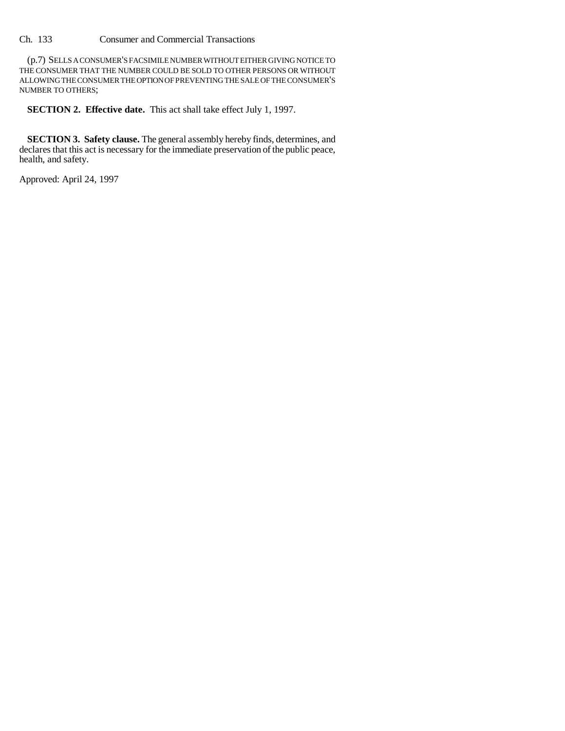(p.7) SELLS A CONSUMER'S FACSIMILE NUMBER WITHOUT EITHER GIVING NOTICE TO THE CONSUMER THAT THE NUMBER COULD BE SOLD TO OTHER PERSONS OR WITHOUT ALLOWING THE CONSUMER THE OPTION OF PREVENTING THE SALE OF THE CONSUMER'S NUMBER TO OTHERS;

**SECTION 2. Effective date.** This act shall take effect July 1, 1997.

**SECTION 3. Safety clause.** The general assembly hereby finds, determines, and declares that this act is necessary for the immediate preservation of the public peace, health, and safety.

Approved: April 24, 1997